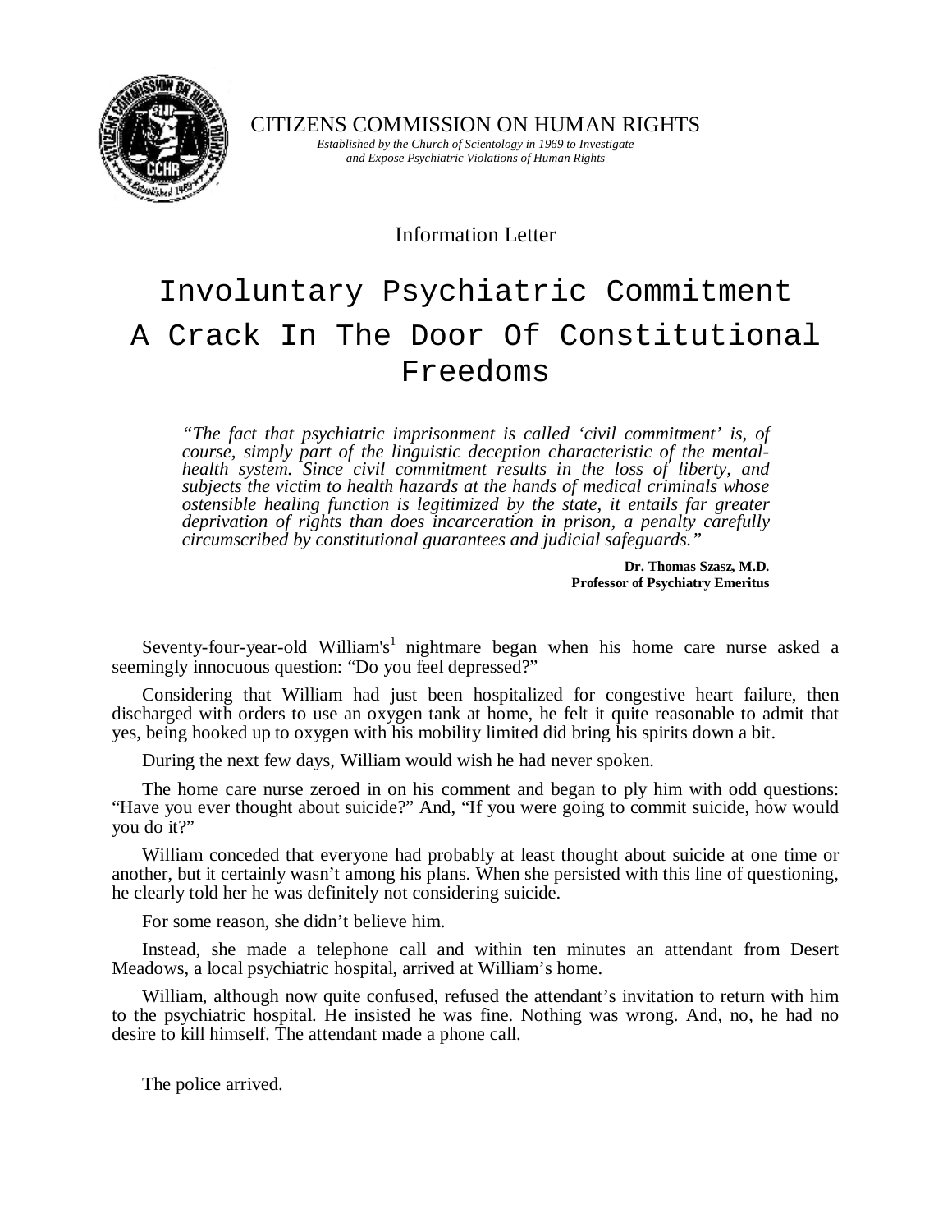CITIZENS COMMISSION ON HUMAN RIGHTS

*Established by the Church of Scientology in 1969 to Investigate and Expose Psychiatric Violations of Human Rights*

Information Letter

# Involuntary Psychiatric Commitment A Crack In The Door Of Constitutional Freedoms

> *"The fact that psychiatric imprisonment is called 'civil commitment' is, of course, simply part of the linguistic deception characteristic of the mental-health system. Since civil commitment results in the loss of liberty, and subjects the victim to health hazards at the hands of medical criminals whose ostensible healing function is legitimized by the state, it entails far greater deprivation of rights than does incarceration in prison, a penalty carefully circumscribed by constitutional guarantees and judicial safeguards."*
>
> **Dr. Thomas Szasz, M.D.**
> **Professor of Psychiatry Emeritus**

Seventy-four-year-old William's[1] nightmare began when his home care nurse asked a seemingly innocuous question: "Do you feel depressed?"

Considering that William had just been hospitalized for congestive heart failure, then discharged with orders to use an oxygen tank at home, he felt it quite reasonable to admit that yes, being hooked up to oxygen with his mobility limited did bring his spirits down a bit.

During the next few days, William would wish he had never spoken.

The home care nurse zeroed in on his comment and began to ply him with odd questions: "Have you ever thought about suicide?" And, "If you were going to commit suicide, how would you do it?"

William conceded that everyone had probably at least thought about suicide at one time or another, but it certainly wasn't among his plans. When she persisted with this line of questioning, he clearly told her he was definitely not considering suicide.

For some reason, she didn't believe him.

Instead, she made a telephone call and within ten minutes an attendant from Desert Meadows, a local psychiatric hospital, arrived at William's home.

William, although now quite confused, refused the attendant's invitation to return with him to the psychiatric hospital. He insisted he was fine. Nothing was wrong. And, no, he had no desire to kill himself. The attendant made a phone call.

The police arrived.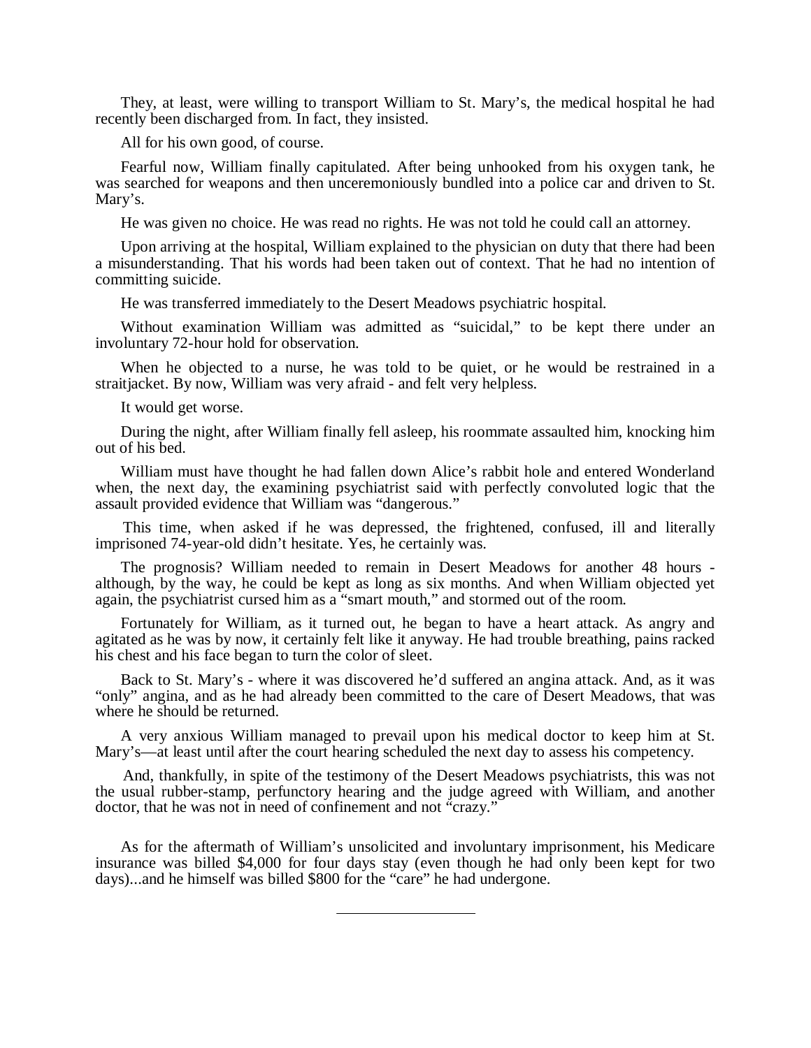They, at least, were willing to transport William to St. Mary's, the medical hospital he had recently been discharged from. In fact, they insisted.

All for his own good, of course.

Fearful now, William finally capitulated. After being unhooked from his oxygen tank, he was searched for weapons and then unceremoniously bundled into a police car and driven to St. Mary's.

He was given no choice. He was read no rights. He was not told he could call an attorney.

Upon arriving at the hospital, William explained to the physician on duty that there had been a misunderstanding. That his words had been taken out of context. That he had no intention of committing suicide.

He was transferred immediately to the Desert Meadows psychiatric hospital.

Without examination William was admitted as "suicidal," to be kept there under an involuntary 72-hour hold for observation.

When he objected to a nurse, he was told to be quiet, or he would be restrained in a straitjacket. By now, William was very afraid - and felt very helpless.

It would get worse.

During the night, after William finally fell asleep, his roommate assaulted him, knocking him out of his bed.

William must have thought he had fallen down Alice's rabbit hole and entered Wonderland when, the next day, the examining psychiatrist said with perfectly convoluted logic that the assault provided evidence that William was "dangerous."

This time, when asked if he was depressed, the frightened, confused, ill and literally imprisoned 74-year-old didn't hesitate. Yes, he certainly was.

The prognosis? William needed to remain in Desert Meadows for another 48 hours - although, by the way, he could be kept as long as six months. And when William objected yet again, the psychiatrist cursed him as a "smart mouth," and stormed out of the room.

Fortunately for William, as it turned out, he began to have a heart attack. As angry and agitated as he was by now, it certainly felt like it anyway. He had trouble breathing, pains racked his chest and his face began to turn the color of sleet.

Back to St. Mary's - where it was discovered he'd suffered an angina attack. And, as it was "only" angina, and as he had already been committed to the care of Desert Meadows, that was where he should be returned.

A very anxious William managed to prevail upon his medical doctor to keep him at St. Mary's—at least until after the court hearing scheduled the next day to assess his competency.

And, thankfully, in spite of the testimony of the Desert Meadows psychiatrists, this was not the usual rubber-stamp, perfunctory hearing and the judge agreed with William, and another doctor, that he was not in need of confinement and not "crazy."

As for the aftermath of William's unsolicited and involuntary imprisonment, his Medicare insurance was billed $4,000 for four days stay (even though he had only been kept for two days)...and he himself was billed $800 for the "care" he had undergone.

---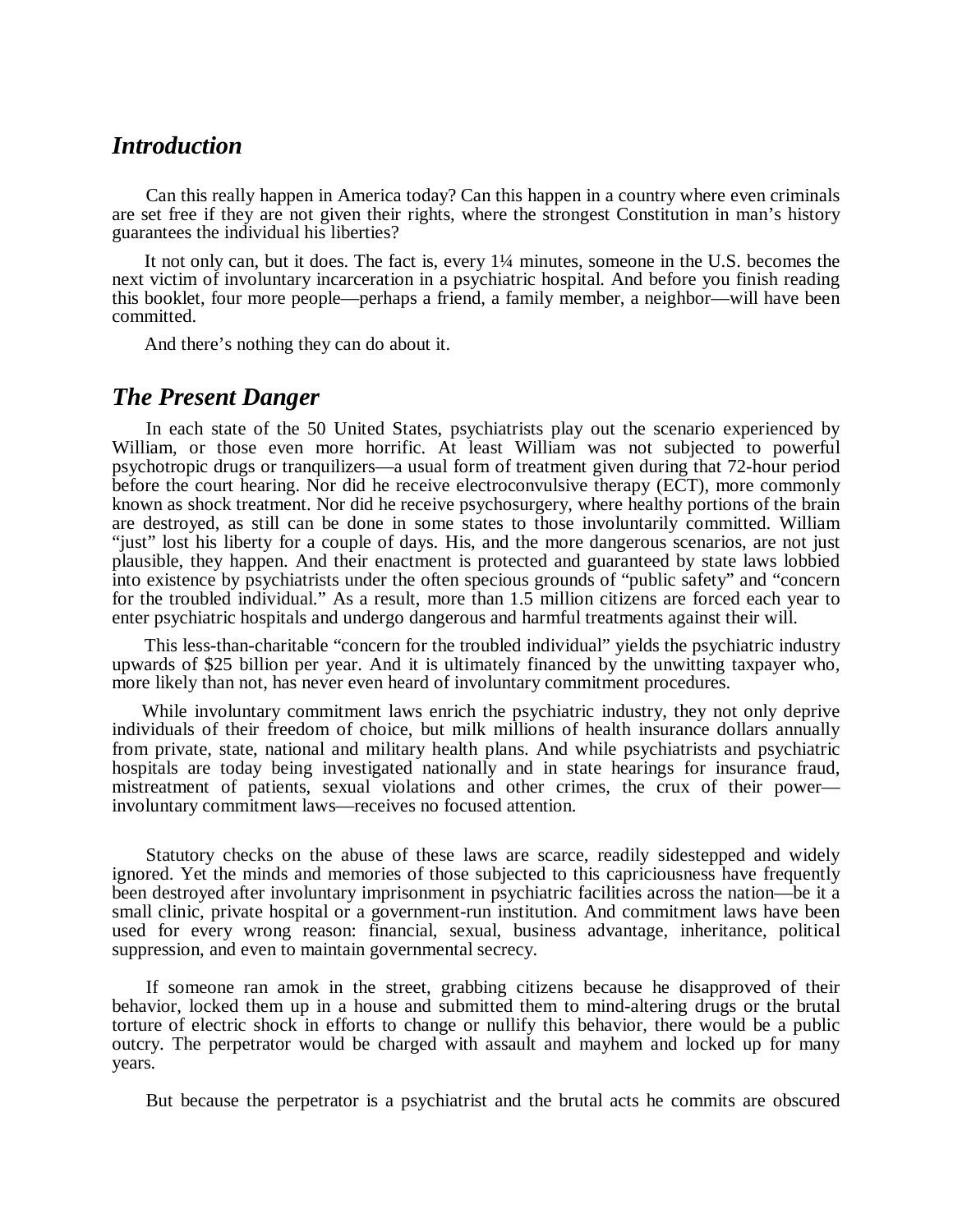## *Introduction*

Can this really happen in America today? Can this happen in a country where even criminals are set free if they are not given their rights, where the strongest Constitution in man's history guarantees the individual his liberties?

It not only can, but it does. The fact is, every 1¼ minutes, someone in the U.S. becomes the next victim of involuntary incarceration in a psychiatric hospital. And before you finish reading this booklet, four more people—perhaps a friend, a family member, a neighbor—will have been committed.

And there's nothing they can do about it.

## *The Present Danger*

In each state of the 50 United States, psychiatrists play out the scenario experienced by William, or those even more horrific. At least William was not subjected to powerful psychotropic drugs or tranquilizers—a usual form of treatment given during that 72-hour period before the court hearing. Nor did he receive electroconvulsive therapy (ECT), more commonly known as shock treatment. Nor did he receive psychosurgery, where healthy portions of the brain are destroyed, as still can be done in some states to those involuntarily committed. William "just" lost his liberty for a couple of days. His, and the more dangerous scenarios, are not just plausible, they happen. And their enactment is protected and guaranteed by state laws lobbied into existence by psychiatrists under the often specious grounds of "public safety" and "concern for the troubled individual." As a result, more than 1.5 million citizens are forced each year to enter psychiatric hospitals and undergo dangerous and harmful treatments against their will.

This less-than-charitable "concern for the troubled individual" yields the psychiatric industry upwards of $25 billion per year. And it is ultimately financed by the unwitting taxpayer who, more likely than not, has never even heard of involuntary commitment procedures.

While involuntary commitment laws enrich the psychiatric industry, they not only deprive individuals of their freedom of choice, but milk millions of health insurance dollars annually from private, state, national and military health plans. And while psychiatrists and psychiatric hospitals are today being investigated nationally and in state hearings for insurance fraud, mistreatment of patients, sexual violations and other crimes, the crux of their power—involuntary commitment laws—receives no focused attention.

Statutory checks on the abuse of these laws are scarce, readily sidestepped and widely ignored. Yet the minds and memories of those subjected to this capriciousness have frequently been destroyed after involuntary imprisonment in psychiatric facilities across the nation—be it a small clinic, private hospital or a government-run institution. And commitment laws have been used for every wrong reason: financial, sexual, business advantage, inheritance, political suppression, and even to maintain governmental secrecy.

If someone ran amok in the street, grabbing citizens because he disapproved of their behavior, locked them up in a house and submitted them to mind-altering drugs or the brutal torture of electric shock in efforts to change or nullify this behavior, there would be a public outcry. The perpetrator would be charged with assault and mayhem and locked up for many years.

But because the perpetrator is a psychiatrist and the brutal acts he commits are obscured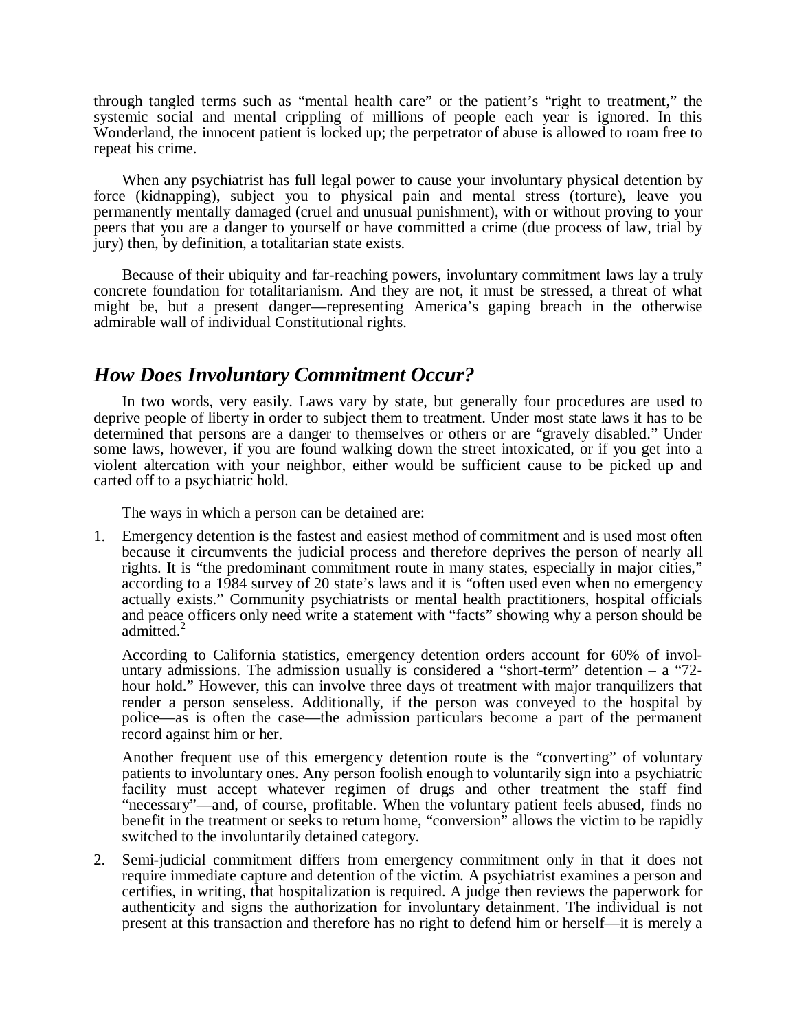through tangled terms such as "mental health care" or the patient's "right to treatment," the systemic social and mental crippling of millions of people each year is ignored. In this Wonderland, the innocent patient is locked up; the perpetrator of abuse is allowed to roam free to repeat his crime.

When any psychiatrist has full legal power to cause your involuntary physical detention by force (kidnapping), subject you to physical pain and mental stress (torture), leave you permanently mentally damaged (cruel and unusual punishment), with or without proving to your peers that you are a danger to yourself or have committed a crime (due process of law, trial by jury) then, by definition, a totalitarian state exists.

Because of their ubiquity and far-reaching powers, involuntary commitment laws lay a truly concrete foundation for totalitarianism. And they are not, it must be stressed, a threat of what might be, but a present danger—representing America's gaping breach in the otherwise admirable wall of individual Constitutional rights.

## *How Does Involuntary Commitment Occur?*

In two words, very easily. Laws vary by state, but generally four procedures are used to deprive people of liberty in order to subject them to treatment. Under most state laws it has to be determined that persons are a danger to themselves or others or are "gravely disabled." Under some laws, however, if you are found walking down the street intoxicated, or if you get into a violent altercation with your neighbor, either would be sufficient cause to be picked up and carted off to a psychiatric hold.

The ways in which a person can be detained are:

1. Emergency detention is the fastest and easiest method of commitment and is used most often because it circumvents the judicial process and therefore deprives the person of nearly all rights. It is "the predominant commitment route in many states, especially in major cities," according to a 1984 survey of 20 state's laws and it is "often used even when no emergency actually exists." Community psychiatrists or mental health practitioners, hospital officials and peace officers only need write a statement with "facts" showing why a person should be admitted.[2]

   According to California statistics, emergency detention orders account for 60% of involuntary admissions. The admission usually is considered a "short-term" detention – a "72-hour hold." However, this can involve three days of treatment with major tranquilizers that render a person senseless. Additionally, if the person was conveyed to the hospital by police—as is often the case—the admission particulars become a part of the permanent record against him or her.

   Another frequent use of this emergency detention route is the "converting" of voluntary patients to involuntary ones. Any person foolish enough to voluntarily sign into a psychiatric facility must accept whatever regimen of drugs and other treatment the staff find "necessary"—and, of course, profitable. When the voluntary patient feels abused, finds no benefit in the treatment or seeks to return home, "conversion" allows the victim to be rapidly switched to the involuntarily detained category.

2. Semi-judicial commitment differs from emergency commitment only in that it does not require immediate capture and detention of the victim. A psychiatrist examines a person and certifies, in writing, that hospitalization is required. A judge then reviews the paperwork for authenticity and signs the authorization for involuntary detainment. The individual is not present at this transaction and therefore has no right to defend him or herself—it is merely a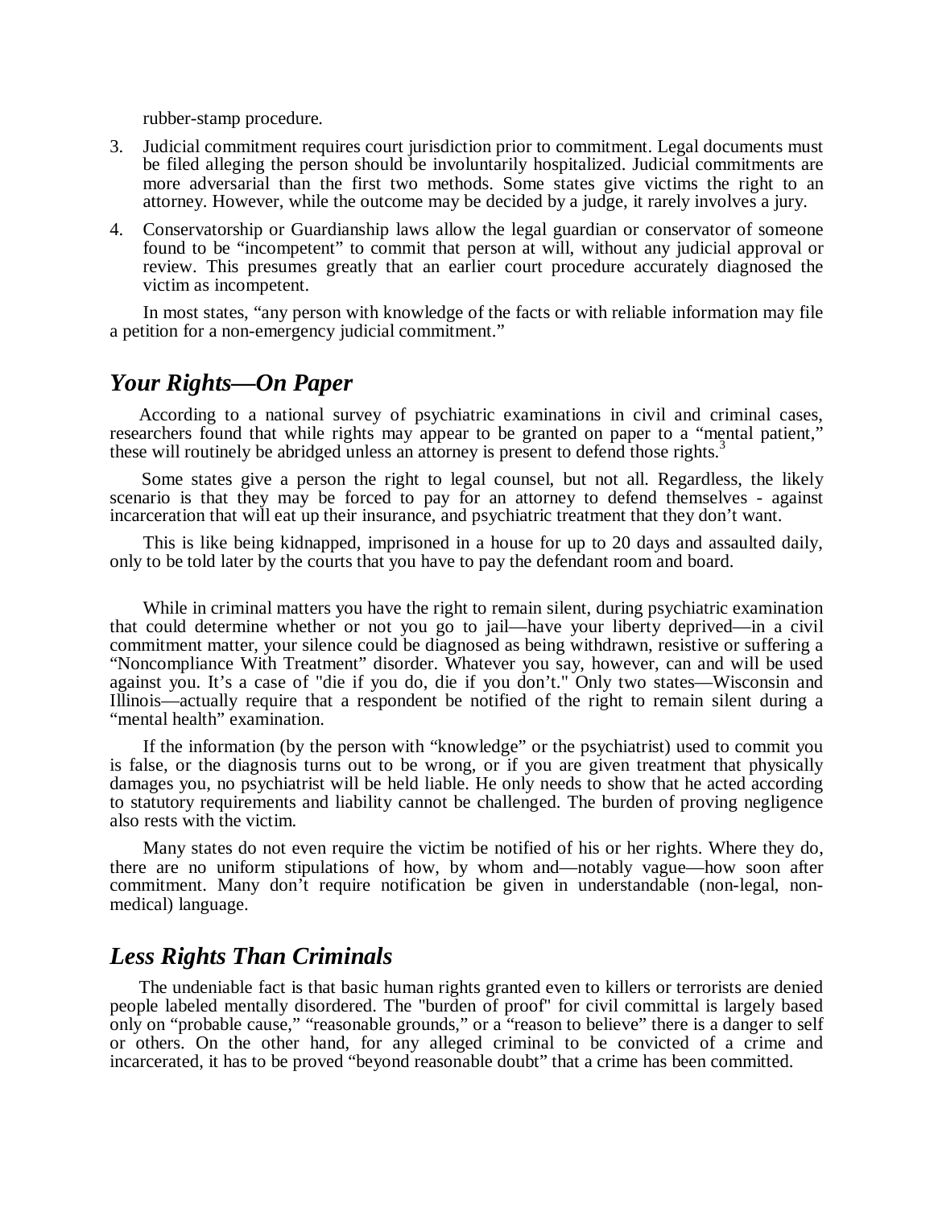rubber-stamp procedure.

3. Judicial commitment requires court jurisdiction prior to commitment. Legal documents must be filed alleging the person should be involuntarily hospitalized. Judicial commitments are more adversarial than the first two methods. Some states give victims the right to an attorney. However, while the outcome may be decided by a judge, it rarely involves a jury.

4. Conservatorship or Guardianship laws allow the legal guardian or conservator of someone found to be "incompetent" to commit that person at will, without any judicial approval or review. This presumes greatly that an earlier court procedure accurately diagnosed the victim as incompetent.

In most states, "any person with knowledge of the facts or with reliable information may file a petition for a non-emergency judicial commitment."

## *Your Rights—On Paper*

According to a national survey of psychiatric examinations in civil and criminal cases, researchers found that while rights may appear to be granted on paper to a "mental patient," these will routinely be abridged unless an attorney is present to defend those rights.[3]

Some states give a person the right to legal counsel, but not all. Regardless, the likely scenario is that they may be forced to pay for an attorney to defend themselves - against incarceration that will eat up their insurance, and psychiatric treatment that they don't want.

This is like being kidnapped, imprisoned in a house for up to 20 days and assaulted daily, only to be told later by the courts that you have to pay the defendant room and board.

While in criminal matters you have the right to remain silent, during psychiatric examination that could determine whether or not you go to jail—have your liberty deprived—in a civil commitment matter, your silence could be diagnosed as being withdrawn, resistive or suffering a "Noncompliance With Treatment" disorder. Whatever you say, however, can and will be used against you. It's a case of "die if you do, die if you don't." Only two states—Wisconsin and Illinois—actually require that a respondent be notified of the right to remain silent during a "mental health" examination.

If the information (by the person with "knowledge" or the psychiatrist) used to commit you is false, or the diagnosis turns out to be wrong, or if you are given treatment that physically damages you, no psychiatrist will be held liable. He only needs to show that he acted according to statutory requirements and liability cannot be challenged. The burden of proving negligence also rests with the victim.

Many states do not even require the victim be notified of his or her rights. Where they do, there are no uniform stipulations of how, by whom and—notably vague—how soon after commitment. Many don't require notification be given in understandable (non-legal, non-medical) language.

## *Less Rights Than Criminals*

The undeniable fact is that basic human rights granted even to killers or terrorists are denied people labeled mentally disordered. The "burden of proof" for civil committal is largely based only on "probable cause," "reasonable grounds," or a "reason to believe" there is a danger to self or others. On the other hand, for any alleged criminal to be convicted of a crime and incarcerated, it has to be proved "beyond reasonable doubt" that a crime has been committed.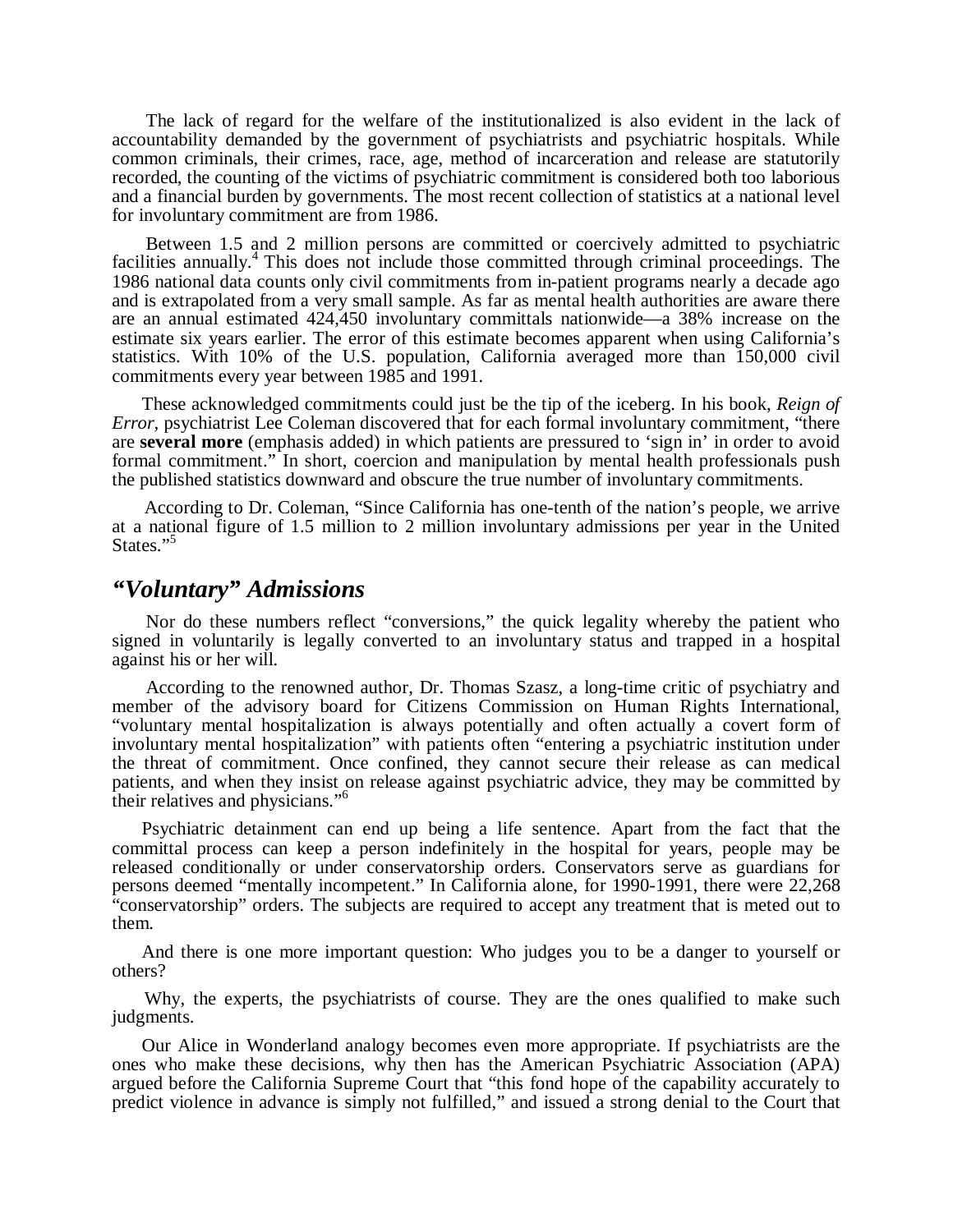The lack of regard for the welfare of the institutionalized is also evident in the lack of accountability demanded by the government of psychiatrists and psychiatric hospitals. While common criminals, their crimes, race, age, method of incarceration and release are statutorily recorded, the counting of the victims of psychiatric commitment is considered both too laborious and a financial burden by governments. The most recent collection of statistics at a national level for involuntary commitment are from 1986.

Between 1.5 and 2 million persons are committed or coercively admitted to psychiatric facilities annually.[4] This does not include those committed through criminal proceedings. The 1986 national data counts only civil commitments from in-patient programs nearly a decade ago and is extrapolated from a very small sample. As far as mental health authorities are aware there are an annual estimated 424,450 involuntary committals nationwide—a 38% increase on the estimate six years earlier. The error of this estimate becomes apparent when using California's statistics. With 10% of the U.S. population, California averaged more than 150,000 civil commitments every year between 1985 and 1991.

These acknowledged commitments could just be the tip of the iceberg. In his book, *Reign of Error,* psychiatrist Lee Coleman discovered that for each formal involuntary commitment, "there are **several more** (emphasis added) in which patients are pressured to 'sign in' in order to avoid formal commitment." In short, coercion and manipulation by mental health professionals push the published statistics downward and obscure the true number of involuntary commitments.

According to Dr. Coleman, "Since California has one-tenth of the nation's people, we arrive at a national figure of 1.5 million to 2 million involuntary admissions per year in the United States."[5]

## *"Voluntary" Admissions*

Nor do these numbers reflect "conversions," the quick legality whereby the patient who signed in voluntarily is legally converted to an involuntary status and trapped in a hospital against his or her will.

According to the renowned author, Dr. Thomas Szasz, a long-time critic of psychiatry and member of the advisory board for Citizens Commission on Human Rights International, "voluntary mental hospitalization is always potentially and often actually a covert form of involuntary mental hospitalization" with patients often "entering a psychiatric institution under the threat of commitment. Once confined, they cannot secure their release as can medical patients, and when they insist on release against psychiatric advice, they may be committed by their relatives and physicians."[6]

Psychiatric detainment can end up being a life sentence. Apart from the fact that the committal process can keep a person indefinitely in the hospital for years, people may be released conditionally or under conservatorship orders. Conservators serve as guardians for persons deemed "mentally incompetent." In California alone, for 1990-1991, there were 22,268 "conservatorship" orders. The subjects are required to accept any treatment that is meted out to them.

And there is one more important question: Who judges you to be a danger to yourself or others?

Why, the experts, the psychiatrists of course. They are the ones qualified to make such judgments.

Our Alice in Wonderland analogy becomes even more appropriate. If psychiatrists are the ones who make these decisions, why then has the American Psychiatric Association (APA) argued before the California Supreme Court that "this fond hope of the capability accurately to predict violence in advance is simply not fulfilled," and issued a strong denial to the Court that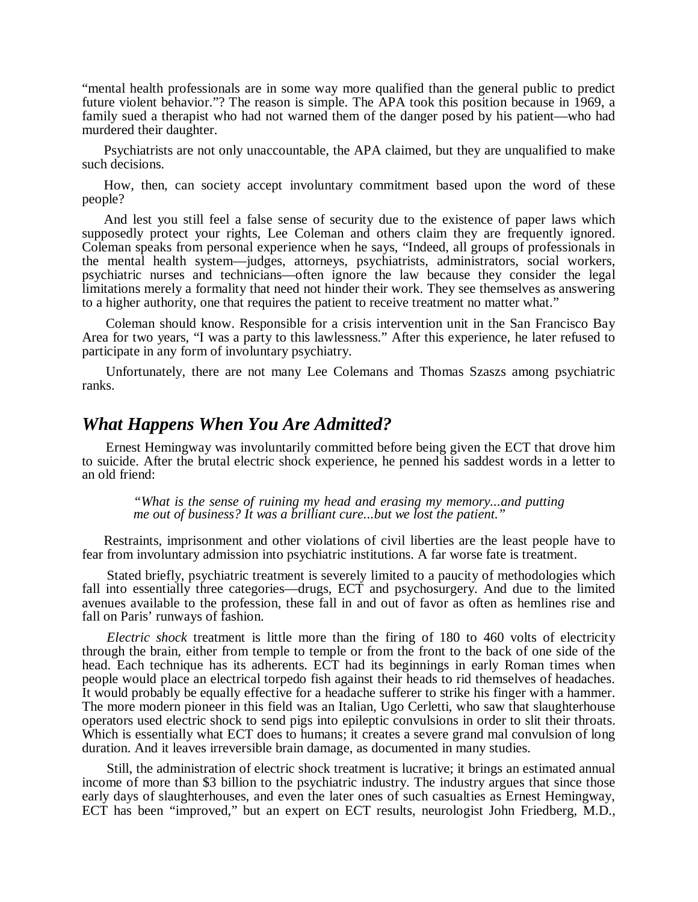"mental health professionals are in some way more qualified than the general public to predict future violent behavior."? The reason is simple. The APA took this position because in 1969, a family sued a therapist who had not warned them of the danger posed by his patient—who had murdered their daughter.

Psychiatrists are not only unaccountable, the APA claimed, but they are unqualified to make such decisions.

How, then, can society accept involuntary commitment based upon the word of these people?

And lest you still feel a false sense of security due to the existence of paper laws which supposedly protect your rights, Lee Coleman and others claim they are frequently ignored. Coleman speaks from personal experience when he says, "Indeed, all groups of professionals in the mental health system—judges, attorneys, psychiatrists, administrators, social workers, psychiatric nurses and technicians—often ignore the law because they consider the legal limitations merely a formality that need not hinder their work. They see themselves as answering to a higher authority, one that requires the patient to receive treatment no matter what."

Coleman should know. Responsible for a crisis intervention unit in the San Francisco Bay Area for two years, "I was a party to this lawlessness." After this experience, he later refused to participate in any form of involuntary psychiatry.

Unfortunately, there are not many Lee Colemans and Thomas Szaszs among psychiatric ranks.

## *What Happens When You Are Admitted?*

Ernest Hemingway was involuntarily committed before being given the ECT that drove him to suicide. After the brutal electric shock experience, he penned his saddest words in a letter to an old friend:

> *"What is the sense of ruining my head and erasing my memory...and putting me out of business? It was a brilliant cure...but we lost the patient."*

Restraints, imprisonment and other violations of civil liberties are the least people have to fear from involuntary admission into psychiatric institutions. A far worse fate is treatment.

Stated briefly, psychiatric treatment is severely limited to a paucity of methodologies which fall into essentially three categories—drugs, ECT and psychosurgery. And due to the limited avenues available to the profession, these fall in and out of favor as often as hemlines rise and fall on Paris' runways of fashion.

*Electric shock* treatment is little more than the firing of 180 to 460 volts of electricity through the brain, either from temple to temple or from the front to the back of one side of the head. Each technique has its adherents. ECT had its beginnings in early Roman times when people would place an electrical torpedo fish against their heads to rid themselves of headaches. It would probably be equally effective for a headache sufferer to strike his finger with a hammer. The more modern pioneer in this field was an Italian, Ugo Cerletti, who saw that slaughterhouse operators used electric shock to send pigs into epileptic convulsions in order to slit their throats. Which is essentially what ECT does to humans; it creates a severe grand mal convulsion of long duration. And it leaves irreversible brain damage, as documented in many studies.

Still, the administration of electric shock treatment is lucrative; it brings an estimated annual income of more than $3 billion to the psychiatric industry. The industry argues that since those early days of slaughterhouses, and even the later ones of such casualties as Ernest Hemingway, ECT has been "improved," but an expert on ECT results, neurologist John Friedberg, M.D.,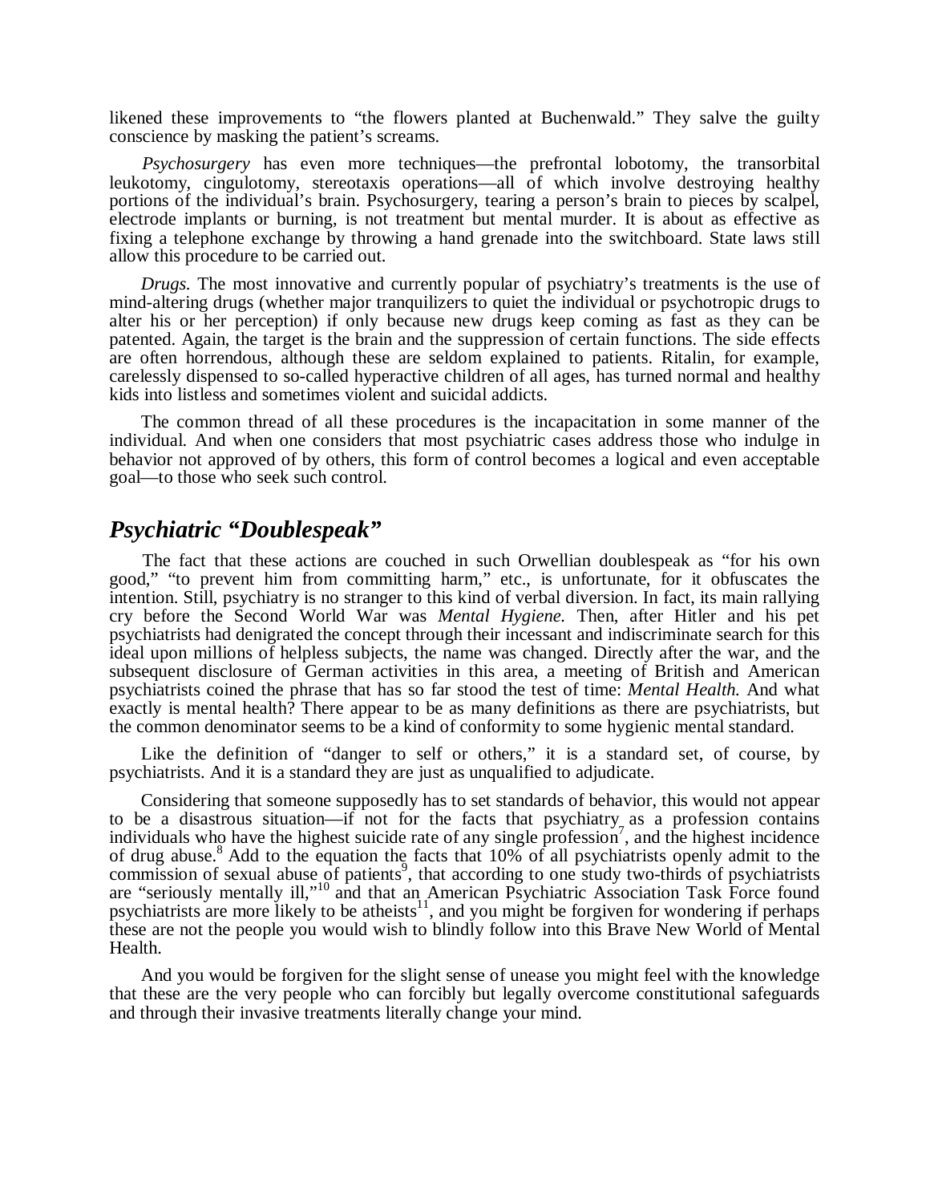likened these improvements to "the flowers planted at Buchenwald." They salve the guilty conscience by masking the patient's screams.

*Psychosurgery* has even more techniques—the prefrontal lobotomy, the transorbital leukotomy, cingulotomy, stereotaxis operations—all of which involve destroying healthy portions of the individual's brain. Psychosurgery, tearing a person's brain to pieces by scalpel, electrode implants or burning, is not treatment but mental murder. It is about as effective as fixing a telephone exchange by throwing a hand grenade into the switchboard. State laws still allow this procedure to be carried out.

*Drugs.* The most innovative and currently popular of psychiatry's treatments is the use of mind-altering drugs (whether major tranquilizers to quiet the individual or psychotropic drugs to alter his or her perception) if only because new drugs keep coming as fast as they can be patented. Again, the target is the brain and the suppression of certain functions. The side effects are often horrendous, although these are seldom explained to patients. Ritalin, for example, carelessly dispensed to so-called hyperactive children of all ages, has turned normal and healthy kids into listless and sometimes violent and suicidal addicts.

The common thread of all these procedures is the incapacitation in some manner of the individual. And when one considers that most psychiatric cases address those who indulge in behavior not approved of by others, this form of control becomes a logical and even acceptable goal—to those who seek such control.

## *Psychiatric "Doublespeak"*

The fact that these actions are couched in such Orwellian doublespeak as "for his own good," "to prevent him from committing harm," etc., is unfortunate, for it obfuscates the intention. Still, psychiatry is no stranger to this kind of verbal diversion. In fact, its main rallying cry before the Second World War was *Mental Hygiene.* Then, after Hitler and his pet psychiatrists had denigrated the concept through their incessant and indiscriminate search for this ideal upon millions of helpless subjects, the name was changed. Directly after the war, and the subsequent disclosure of German activities in this area, a meeting of British and American psychiatrists coined the phrase that has so far stood the test of time: *Mental Health.* And what exactly is mental health? There appear to be as many definitions as there are psychiatrists, but the common denominator seems to be a kind of conformity to some hygienic mental standard.

Like the definition of "danger to self or others," it is a standard set, of course, by psychiatrists. And it is a standard they are just as unqualified to adjudicate.

Considering that someone supposedly has to set standards of behavior, this would not appear to be a disastrous situation—if not for the facts that psychiatry as a profession contains individuals who have the highest suicide rate of any single profession[7], and the highest incidence of drug abuse.[8] Add to the equation the facts that 10% of all psychiatrists openly admit to the commission of sexual abuse of patients[9], that according to one study two-thirds of psychiatrists are "seriously mentally ill,"[10] and that an American Psychiatric Association Task Force found psychiatrists are more likely to be atheists[11], and you might be forgiven for wondering if perhaps these are not the people you would wish to blindly follow into this Brave New World of Mental Health.

And you would be forgiven for the slight sense of unease you might feel with the knowledge that these are the very people who can forcibly but legally overcome constitutional safeguards and through their invasive treatments literally change your mind.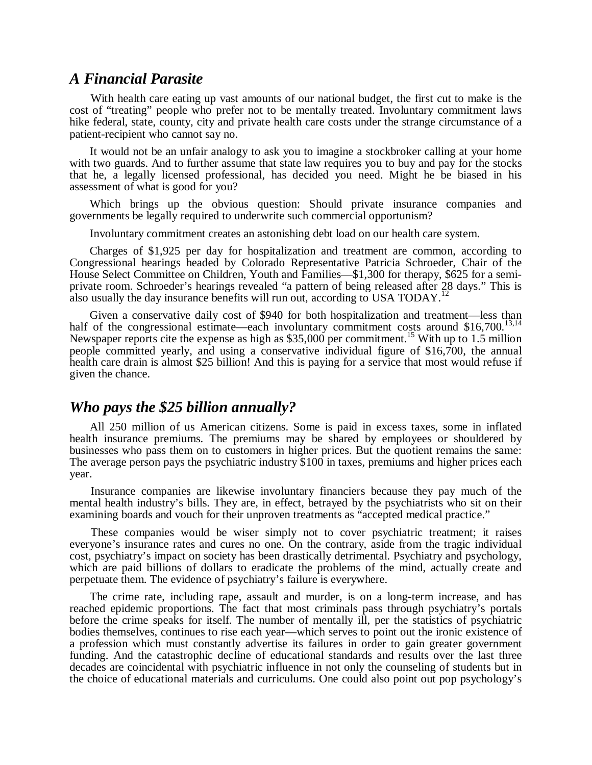## *A Financial Parasite*

With health care eating up vast amounts of our national budget, the first cut to make is the cost of "treating" people who prefer not to be mentally treated. Involuntary commitment laws hike federal, state, county, city and private health care costs under the strange circumstance of a patient-recipient who cannot say no.

It would not be an unfair analogy to ask you to imagine a stockbroker calling at your home with two guards. And to further assume that state law requires you to buy and pay for the stocks that he, a legally licensed professional, has decided you need. Might he be biased in his assessment of what is good for you?

Which brings up the obvious question: Should private insurance companies and governments be legally required to underwrite such commercial opportunism?

Involuntary commitment creates an astonishing debt load on our health care system.

Charges of $1,925 per day for hospitalization and treatment are common, according to Congressional hearings headed by Colorado Representative Patricia Schroeder, Chair of the House Select Committee on Children, Youth and Families—$1,300 for therapy, $625 for a semi-private room. Schroeder's hearings revealed "a pattern of being released after 28 days." This is also usually the day insurance benefits will run out, according to USA TODAY.[12]

Given a conservative daily cost of $940 for both hospitalization and treatment—less than half of the congressional estimate—each involuntary commitment costs around $16,700.[13,14] Newspaper reports cite the expense as high as $35,000 per commitment.[15] With up to 1.5 million people committed yearly, and using a conservative individual figure of $16,700, the annual health care drain is almost $25 billion! And this is paying for a service that most would refuse if given the chance.

## *Who pays the $25 billion annually?*

All 250 million of us American citizens. Some is paid in excess taxes, some in inflated health insurance premiums. The premiums may be shared by employees or shouldered by businesses who pass them on to customers in higher prices. But the quotient remains the same: The average person pays the psychiatric industry $100 in taxes, premiums and higher prices each year.

Insurance companies are likewise involuntary financiers because they pay much of the mental health industry's bills. They are, in effect, betrayed by the psychiatrists who sit on their examining boards and vouch for their unproven treatments as "accepted medical practice."

These companies would be wiser simply not to cover psychiatric treatment; it raises everyone's insurance rates and cures no one. On the contrary, aside from the tragic individual cost, psychiatry's impact on society has been drastically detrimental. Psychiatry and psychology, which are paid billions of dollars to eradicate the problems of the mind, actually create and perpetuate them. The evidence of psychiatry's failure is everywhere.

The crime rate, including rape, assault and murder, is on a long-term increase, and has reached epidemic proportions. The fact that most criminals pass through psychiatry's portals before the crime speaks for itself. The number of mentally ill, per the statistics of psychiatric bodies themselves, continues to rise each year—which serves to point out the ironic existence of a profession which must constantly advertise its failures in order to gain greater government funding. And the catastrophic decline of educational standards and results over the last three decades are coincidental with psychiatric influence in not only the counseling of students but in the choice of educational materials and curriculums. One could also point out pop psychology's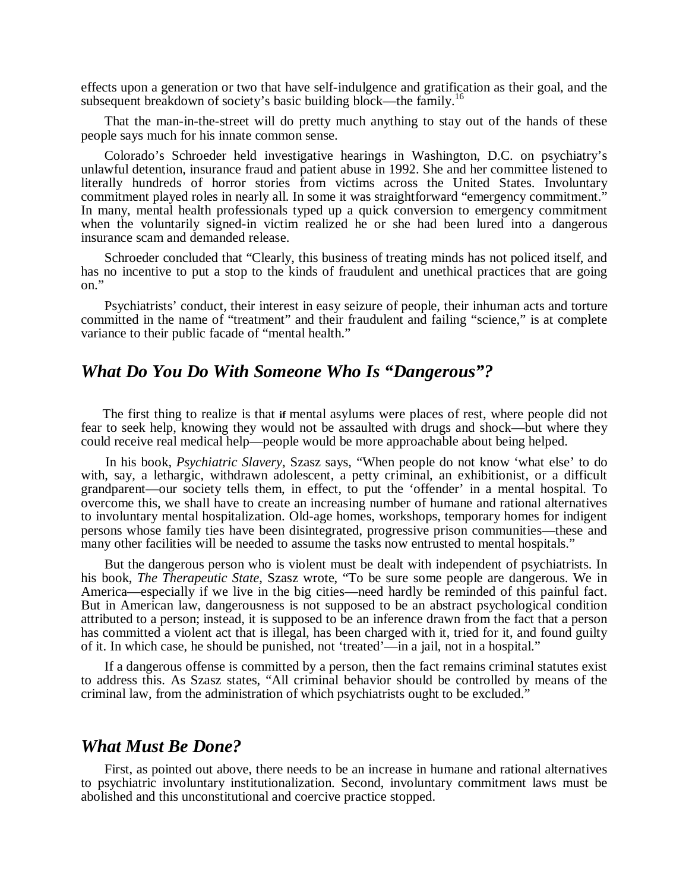effects upon a generation or two that have self-indulgence and gratification as their goal, and the subsequent breakdown of society's basic building block—the family.[16]

That the man-in-the-street will do pretty much anything to stay out of the hands of these people says much for his innate common sense.

Colorado's Schroeder held investigative hearings in Washington, D.C. on psychiatry's unlawful detention, insurance fraud and patient abuse in 1992. She and her committee listened to literally hundreds of horror stories from victims across the United States. Involuntary commitment played roles in nearly all. In some it was straightforward "emergency commitment." In many, mental health professionals typed up a quick conversion to emergency commitment when the voluntarily signed-in victim realized he or she had been lured into a dangerous insurance scam and demanded release.

Schroeder concluded that "Clearly, this business of treating minds has not policed itself, and has no incentive to put a stop to the kinds of fraudulent and unethical practices that are going on."

Psychiatrists' conduct, their interest in easy seizure of people, their inhuman acts and torture committed in the name of "treatment" and their fraudulent and failing "science," is at complete variance to their public facade of "mental health."

## *What Do You Do With Someone Who Is "Dangerous"?*

The first thing to realize is that **if** mental asylums were places of rest, where people did not fear to seek help, knowing they would not be assaulted with drugs and shock—but where they could receive real medical help—people would be more approachable about being helped.

In his book, *Psychiatric Slavery*, Szasz says, "When people do not know 'what else' to do with, say, a lethargic, withdrawn adolescent, a petty criminal, an exhibitionist, or a difficult grandparent—our society tells them, in effect, to put the 'offender' in a mental hospital. To overcome this, we shall have to create an increasing number of humane and rational alternatives to involuntary mental hospitalization. Old-age homes, workshops, temporary homes for indigent persons whose family ties have been disintegrated, progressive prison communities—these and many other facilities will be needed to assume the tasks now entrusted to mental hospitals."

But the dangerous person who is violent must be dealt with independent of psychiatrists. In his book, *The Therapeutic State*, Szasz wrote, "To be sure some people are dangerous. We in America—especially if we live in the big cities—need hardly be reminded of this painful fact. But in American law, dangerousness is not supposed to be an abstract psychological condition attributed to a person; instead, it is supposed to be an inference drawn from the fact that a person has committed a violent act that is illegal, has been charged with it, tried for it, and found guilty of it. In which case, he should be punished, not 'treated'—in a jail, not in a hospital."

If a dangerous offense is committed by a person, then the fact remains criminal statutes exist to address this. As Szasz states, "All criminal behavior should be controlled by means of the criminal law, from the administration of which psychiatrists ought to be excluded."

## *What Must Be Done?*

First, as pointed out above, there needs to be an increase in humane and rational alternatives to psychiatric involuntary institutionalization. Second, involuntary commitment laws must be abolished and this unconstitutional and coercive practice stopped.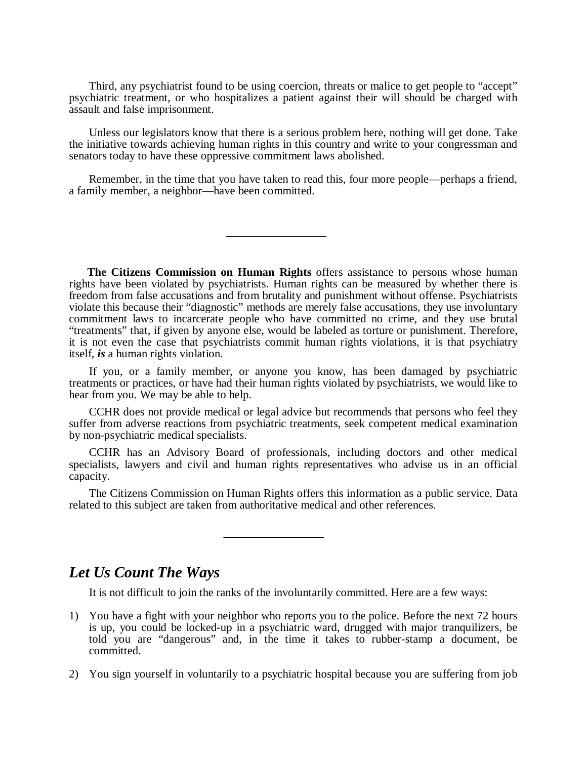Third, any psychiatrist found to be using coercion, threats or malice to get people to "accept" psychiatric treatment, or who hospitalizes a patient against their will should be charged with assault and false imprisonment.

Unless our legislators know that there is a serious problem here, nothing will get done. Take the initiative towards achieving human rights in this country and write to your congressman and senators today to have these oppressive commitment laws abolished.

Remember, in the time that you have taken to read this, four more people—perhaps a friend, a family member, a neighbor—have been committed.

---

**The Citizens Commission on Human Rights** offers assistance to persons whose human rights have been violated by psychiatrists. Human rights can be measured by whether there is freedom from false accusations and from brutality and punishment without offense. Psychiatrists violate this because their "diagnostic" methods are merely false accusations, they use involuntary commitment laws to incarcerate people who have committed no crime, and they use brutal "treatments" that, if given by anyone else, would be labeled as torture or punishment. Therefore, it is not even the case that psychiatrists commit human rights violations, it is that psychiatry itself, ***is*** a human rights violation.

If you, or a family member, or anyone you know, has been damaged by psychiatric treatments or practices, or have had their human rights violated by psychiatrists, we would like to hear from you. We may be able to help.

CCHR does not provide medical or legal advice but recommends that persons who feel they suffer from adverse reactions from psychiatric treatments, seek competent medical examination by non-psychiatric medical specialists.

CCHR has an Advisory Board of professionals, including doctors and other medical specialists, lawyers and civil and human rights representatives who advise us in an official capacity.

The Citizens Commission on Human Rights offers this information as a public service. Data related to this subject are taken from authoritative medical and other references.

---

## *Let Us Count The Ways*

It is not difficult to join the ranks of the involuntarily committed. Here are a few ways:

1) You have a fight with your neighbor who reports you to the police. Before the next 72 hours is up, you could be locked-up in a psychiatric ward, drugged with major tranquilizers, be told you are "dangerous" and, in the time it takes to rubber-stamp a document, be committed.

2) You sign yourself in voluntarily to a psychiatric hospital because you are suffering from job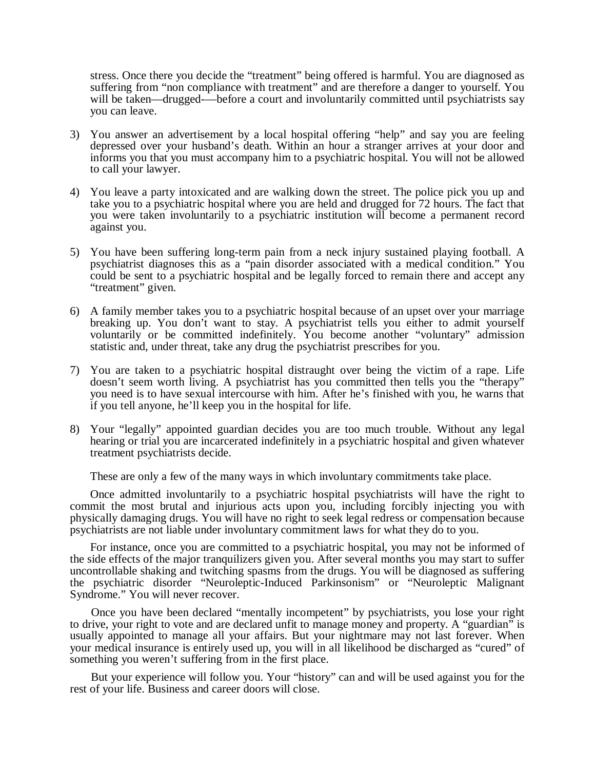stress. Once there you decide the "treatment" being offered is harmful. You are diagnosed as suffering from "non compliance with treatment" and are therefore a danger to yourself. You will be taken—drugged-—before a court and involuntarily committed until psychiatrists say you can leave.

3) You answer an advertisement by a local hospital offering "help" and say you are feeling depressed over your husband's death. Within an hour a stranger arrives at your door and informs you that you must accompany him to a psychiatric hospital. You will not be allowed to call your lawyer.

4) You leave a party intoxicated and are walking down the street. The police pick you up and take you to a psychiatric hospital where you are held and drugged for 72 hours. The fact that you were taken involuntarily to a psychiatric institution will become a permanent record against you.

5) You have been suffering long-term pain from a neck injury sustained playing football. A psychiatrist diagnoses this as a "pain disorder associated with a medical condition." You could be sent to a psychiatric hospital and be legally forced to remain there and accept any "treatment" given.

6) A family member takes you to a psychiatric hospital because of an upset over your marriage breaking up. You don't want to stay. A psychiatrist tells you either to admit yourself voluntarily or be committed indefinitely. You become another "voluntary" admission statistic and, under threat, take any drug the psychiatrist prescribes for you.

7) You are taken to a psychiatric hospital distraught over being the victim of a rape. Life doesn't seem worth living. A psychiatrist has you committed then tells you the "therapy" you need is to have sexual intercourse with him. After he's finished with you, he warns that if you tell anyone, he'll keep you in the hospital for life.

8) Your "legally" appointed guardian decides you are too much trouble. Without any legal hearing or trial you are incarcerated indefinitely in a psychiatric hospital and given whatever treatment psychiatrists decide.

These are only a few of the many ways in which involuntary commitments take place.

Once admitted involuntarily to a psychiatric hospital psychiatrists will have the right to commit the most brutal and injurious acts upon you, including forcibly injecting you with physically damaging drugs. You will have no right to seek legal redress or compensation because psychiatrists are not liable under involuntary commitment laws for what they do to you.

For instance, once you are committed to a psychiatric hospital, you may not be informed of the side effects of the major tranquilizers given you. After several months you may start to suffer uncontrollable shaking and twitching spasms from the drugs. You will be diagnosed as suffering the psychiatric disorder "Neuroleptic-Induced Parkinsonism" or "Neuroleptic Malignant Syndrome." You will never recover.

Once you have been declared "mentally incompetent" by psychiatrists, you lose your right to drive, your right to vote and are declared unfit to manage money and property. A "guardian" is usually appointed to manage all your affairs. But your nightmare may not last forever. When your medical insurance is entirely used up, you will in all likelihood be discharged as "cured" of something you weren't suffering from in the first place.

But your experience will follow you. Your "history" can and will be used against you for the rest of your life. Business and career doors will close.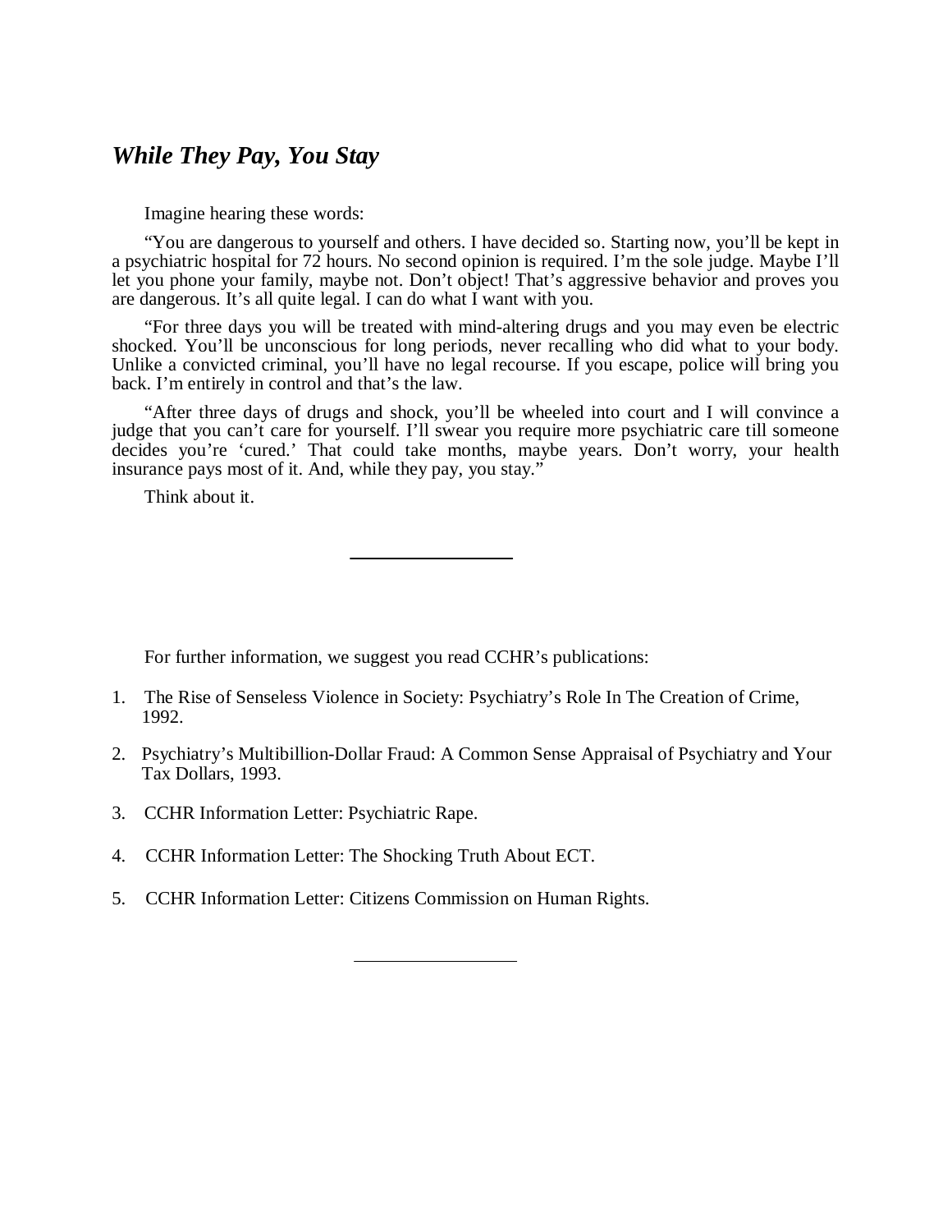### *While They Pay, You Stay*

Imagine hearing these words:

"You are dangerous to yourself and others. I have decided so. Starting now, you'll be kept in a psychiatric hospital for 72 hours. No second opinion is required. I'm the sole judge. Maybe I'll let you phone your family, maybe not. Don't object! That's aggressive behavior and proves you are dangerous. It's all quite legal. I can do what I want with you.

"For three days you will be treated with mind-altering drugs and you may even be electric shocked. You'll be unconscious for long periods, never recalling who did what to your body. Unlike a convicted criminal, you'll have no legal recourse. If you escape, police will bring you back. I'm entirely in control and that's the law.

"After three days of drugs and shock, you'll be wheeled into court and I will convince a judge that you can't care for yourself. I'll swear you require more psychiatric care till someone decides you're 'cured.' That could take months, maybe years. Don't worry, your health insurance pays most of it. And, while they pay, you stay."

Think about it.

---

For further information, we suggest you read CCHR's publications:

1. The Rise of Senseless Violence in Society: Psychiatry's Role In The Creation of Crime, 1992.
2. Psychiatry's Multibillion-Dollar Fraud: A Common Sense Appraisal of Psychiatry and Your Tax Dollars, 1993.
3. CCHR Information Letter: Psychiatric Rape.
4. CCHR Information Letter: The Shocking Truth About ECT.
5. CCHR Information Letter: Citizens Commission on Human Rights.

---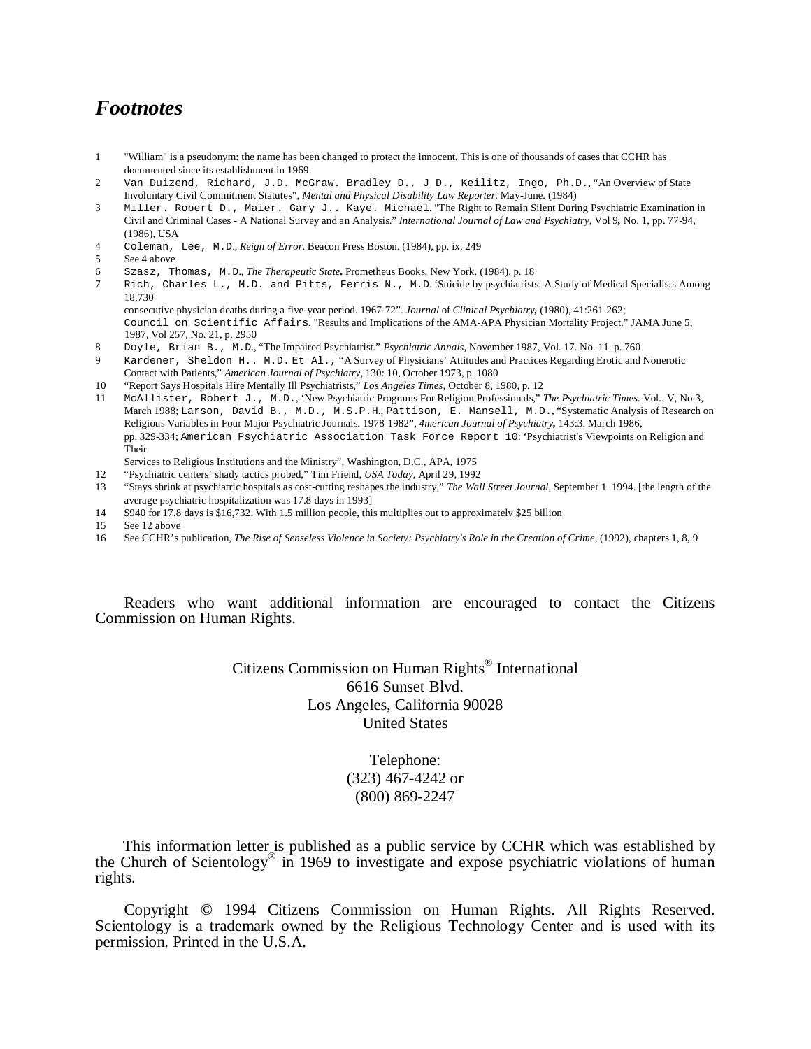## *Footnotes*

1. "William" is a pseudonym: the name has been changed to protect the innocent. This is one of thousands of cases that CCHR has documented since its establishment in 1969.
2. Van Duizend, Richard, J.D. McGraw. Bradley D., J D., Keilitz, Ingo, Ph.D., "An Overview of State Involuntary Civil Commitment Statutes", *Mental and Physical Disability Law Reporter.* May-June. (1984)
3. Miller. Robert D., Maier. Gary J.. Kaye. Michael. "The Right to Remain Silent During Psychiatric Examination in Civil and Criminal Cases - A National Survey and an Analysis." *International Journal of Law and Psychiatry*, Vol 9**,** No. 1, pp. 77-94, (1986), USA
4. Coleman, Lee, M.D., *Reign of Error*. Beacon Press Boston. (1984), pp. ix, 249
5. See 4 above
6. Szasz, Thomas, M.D., *The Therapeutic State***.** Prometheus Books, New York. (1984), p. 18
7. Rich, Charles L., M.D. and Pitts, Ferris N., M.D. 'Suicide by psychiatrists: A Study of Medical Specialists Among 18,730 consecutive physician deaths during a five-year period. 1967-72". *Journal* of *Clinical Psychiatry***,** (1980), 41:261-262; Council on Scientific Affairs, "Results and Implications of the AMA-APA Physician Mortality Project." JAMA June 5, 1987, Vol 257, No. 21, p. 2950
8. Doyle, Brian B., M.D., "The Impaired Psychiatrist." *Psychiatric Annals*, November 1987, Vol. 17. No. 11. p. 760
9. Kardener, Sheldon H.. M.D. Et Al., "A Survey of Physicians' Attitudes and Practices Regarding Erotic and Nonerotic Contact with Patients," *American Journal of Psychiatry*, 130: 10, October 1973, p. 1080
10. "Report Says Hospitals Hire Mentally Ill Psychiatrists," *Los Angeles Times*, October 8, 1980, p. 12
11. McAllister, Robert J., M.D., 'New Psychiatric Programs For Religion Professionals," *The Psychiatric Times.* Vol.. V, No.3, March 1988; Larson, David B., M.D., M.S.P.H., Pattison, E. Mansell, M.D., "Systematic Analysis of Research on Religious Variables in Four Major Psychiatric Journals. 1978-1982", *4merican Journal of Psychiatry***,** 143:3. March 1986, pp. 329-334; American Psychiatric Association Task Force Report 10: 'Psychiatrist's Viewpoints on Religion and Their Services to Religious Institutions and the Ministry", Washington, D.C., APA, 1975
12. "Psychiatric centers' shady tactics probed," Tim Friend, *USA Today*, April 29, 1992
13. "Stays shrink at psychiatric hospitals as cost-cutting reshapes the industry," *The Wall Street Journal*, September 1. 1994. [the length of the average psychiatric hospitalization was 17.8 days in 1993]
14. $940 for 17.8 days is $16,732. With 1.5 million people, this multiplies out to approximately $25 billion
15. See 12 above
16. See CCHR's publication, *The Rise of Senseless Violence in Society: Psychiatry's Role in the Creation of Crime*, (1992), chapters 1, 8, 9

Readers who want additional information are encouraged to contact the Citizens Commission on Human Rights.

Citizens Commission on Human Rights® International
6616 Sunset Blvd.
Los Angeles, California 90028
United States

Telephone:
(323) 467-4242 or
(800) 869-2247

This information letter is published as a public service by CCHR which was established by the Church of Scientology® in 1969 to investigate and expose psychiatric violations of human rights.

Copyright © 1994 Citizens Commission on Human Rights. All Rights Reserved. Scientology is a trademark owned by the Religious Technology Center and is used with its permission. Printed in the U.S.A.